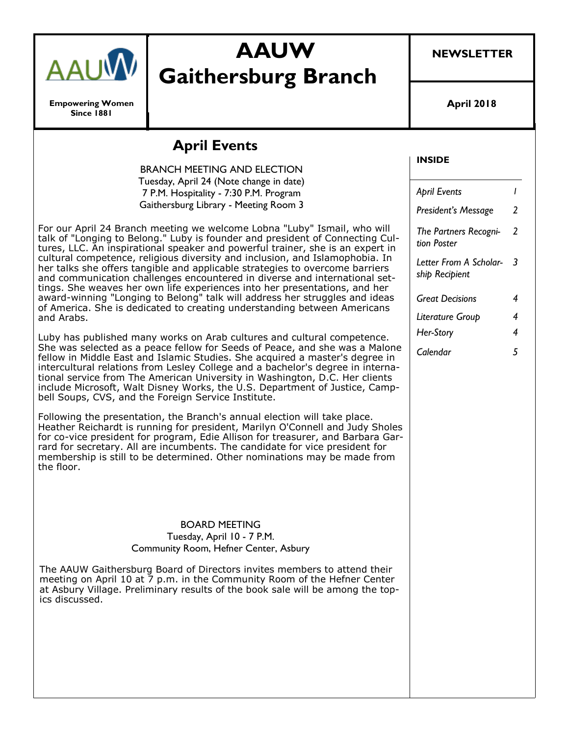# AAUW Gaithersburg Branch

**Empowering Women Since 1881**

**NEWSLETTER**

**April 2018**

## April Events

BRANCH MEETING AND ELECTION
Tuesday, April 24 (Note change in date)
7 P.M. Hospitality - 7:30 P.M. Program
Gaithersburg Library - Meeting Room 3

For our April 24 Branch meeting we welcome Lobna "Luby" Ismail, who will talk of "Longing to Belong." Luby is founder and president of Connecting Cultures, LLC. An inspirational speaker and powerful trainer, she is an expert in cultural competence, religious diversity and inclusion, and Islamophobia. In her talks she offers tangible and applicable strategies to overcome barriers and communication challenges encountered in diverse and international settings. She weaves her own life experiences into her presentations, and her award-winning "Longing to Belong" talk will address her struggles and ideas of America. She is dedicated to creating understanding between Americans and Arabs.

Luby has published many works on Arab cultures and cultural competence. She was selected as a peace fellow for Seeds of Peace, and she was a Malone fellow in Middle East and Islamic Studies. She acquired a master's degree in intercultural relations from Lesley College and a bachelor's degree in international service from The American University in Washington, D.C. Her clients include Microsoft, Walt Disney Works, the U.S. Department of Justice, Campbell Soups, CVS, and the Foreign Service Institute.

Following the presentation, the Branch's annual election will take place. Heather Reichardt is running for president, Marilyn O'Connell and Judy Sholes for co-vice president for program, Edie Allison for treasurer, and Barbara Garrard for secretary. All are incumbents. The candidate for vice president for membership is still to be determined. Other nominations may be made from the floor.

BOARD MEETING
Tuesday, April 10 - 7 P.M.
Community Room, Hefner Center, Asbury

The AAUW Gaithersburg Board of Directors invites members to attend their meeting on April 10 at 7 p.m. in the Community Room of the Hefner Center at Asbury Village. Preliminary results of the book sale will be among the topics discussed.

**INSIDE**

| | |
|---|---|
| *April Events* | *1* |
| *President's Message* | *2* |
| *The Partners Recognition Poster* | *2* |
| *Letter From A Scholarship Recipient* | *3* |
| *Great Decisions* | *4* |
| *Literature Group* | *4* |
| *Her-Story* | *4* |
| *Calendar* | *5* |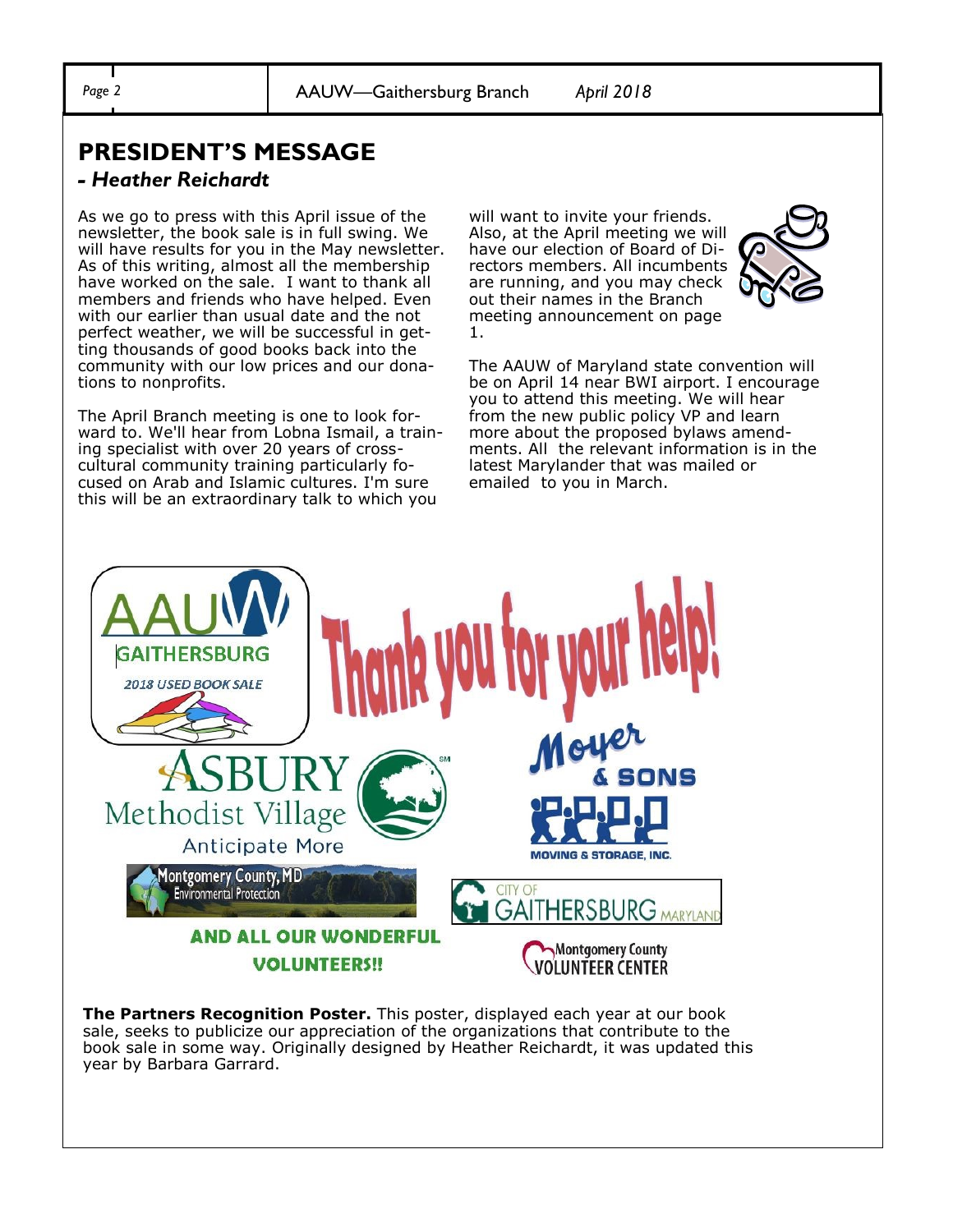## PRESIDENT'S MESSAGE

### *- Heather Reichardt*

As we go to press with this April issue of the newsletter, the book sale is in full swing. We will have results for you in the May newsletter. As of this writing, almost all the membership have worked on the sale. I want to thank all members and friends who have helped. Even with our earlier than usual date and the not perfect weather, we will be successful in getting thousands of good books back into the community with our low prices and our donations to nonprofits.

The April Branch meeting is one to look forward to. We'll hear from Lobna Ismail, a training specialist with over 20 years of cross-cultural community training particularly focused on Arab and Islamic cultures. I'm sure this will be an extraordinary talk to which you will want to invite your friends. Also, at the April meeting we will have our election of Board of Directors members. All incumbents are running, and you may check out their names in the Branch meeting announcement on page 1.

The AAUW of Maryland state convention will be on April 14 near BWI airport. I encourage you to attend this meeting. We will hear from the new public policy VP and learn more about the proposed bylaws amendments. All the relevant information is in the latest Marylander that was mailed or emailed to you in March.

AAUW GAITHERSBURG 2018 USED BOOK SALE

Thank you for your help!

ASBURY Methodist Village — Anticipate More

Moyer & Sons Moving & Storage, Inc.

Montgomery County, MD Environmental Protection

City of Gaithersburg Maryland

AND ALL OUR WONDERFUL VOLUNTEERS!!

Montgomery County Volunteer Center

**The Partners Recognition Poster.** This poster, displayed each year at our book sale, seeks to publicize our appreciation of the organizations that contribute to the book sale in some way. Originally designed by Heather Reichardt, it was updated this year by Barbara Garrard.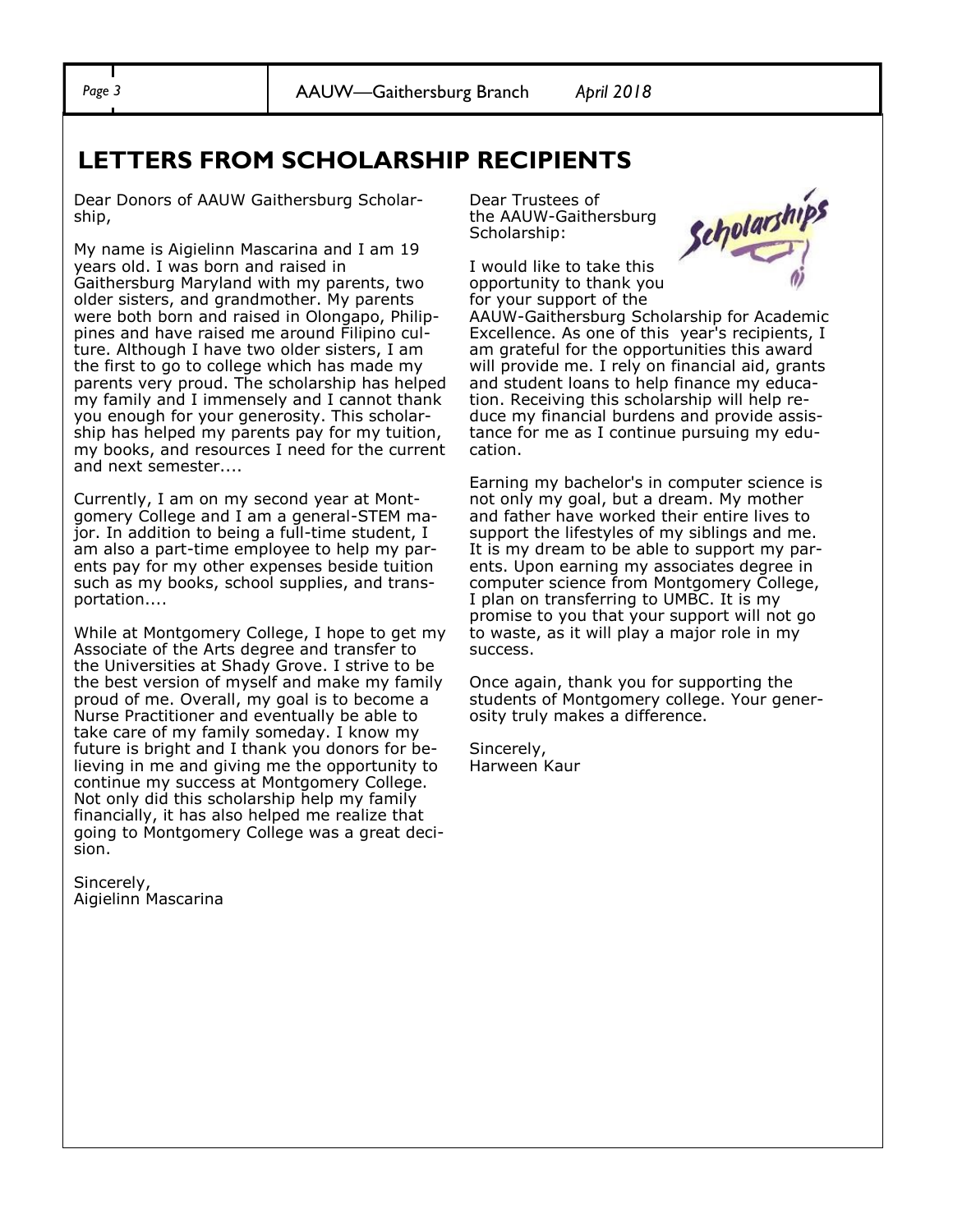## LETTERS FROM SCHOLARSHIP RECIPIENTS

Dear Donors of AAUW Gaithersburg Scholarship,

My name is Aigielinn Mascarina and I am 19 years old. I was born and raised in Gaithersburg Maryland with my parents, two older sisters, and grandmother. My parents were both born and raised in Olongapo, Philippines and have raised me around Filipino culture. Although I have two older sisters, I am the first to go to college which has made my parents very proud. The scholarship has helped my family and I immensely and I cannot thank you enough for your generosity. This scholarship has helped my parents pay for my tuition, my books, and resources I need for the current and next semester....

Currently, I am on my second year at Montgomery College and I am a general-STEM major. In addition to being a full-time student, I am also a part-time employee to help my parents pay for my other expenses beside tuition such as my books, school supplies, and transportation....

While at Montgomery College, I hope to get my Associate of the Arts degree and transfer to the Universities at Shady Grove. I strive to be the best version of myself and make my family proud of me. Overall, my goal is to become a Nurse Practitioner and eventually be able to take care of my family someday. I know my future is bright and I thank you donors for believing in me and giving me the opportunity to continue my success at Montgomery College. Not only did this scholarship help my family financially, it has also helped me realize that going to Montgomery College was a great decision.

Sincerely,
Aigielinn Mascarina

Dear Trustees of the AAUW-Gaithersburg Scholarship:

I would like to take this opportunity to thank you for your support of the AAUW-Gaithersburg Scholarship for Academic Excellence. As one of this year's recipients, I am grateful for the opportunities this award will provide me. I rely on financial aid, grants and student loans to help finance my education. Receiving this scholarship will help reduce my financial burdens and provide assistance for me as I continue pursuing my education.

Earning my bachelor's in computer science is not only my goal, but a dream. My mother and father have worked their entire lives to support the lifestyles of my siblings and me. It is my dream to be able to support my parents. Upon earning my associates degree in computer science from Montgomery College, I plan on transferring to UMBC. It is my promise to you that your support will not go to waste, as it will play a major role in my success.

Once again, thank you for supporting the students of Montgomery college. Your generosity truly makes a difference.

Sincerely,
Harween Kaur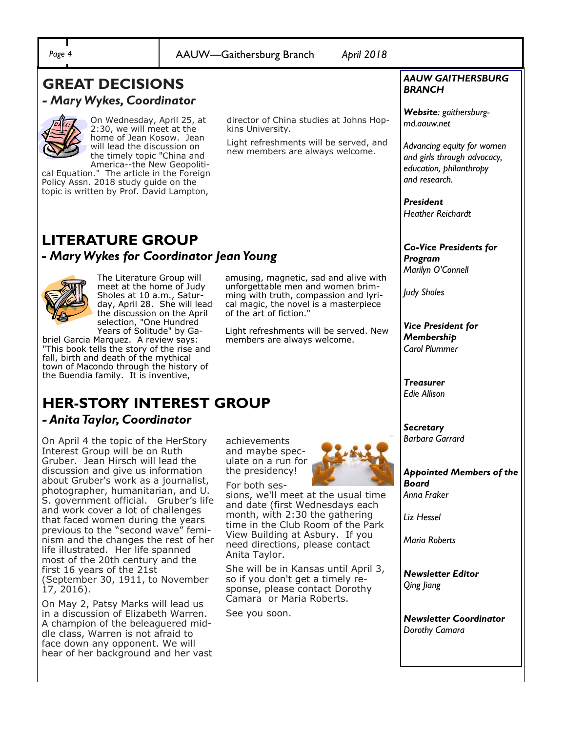## GREAT DECISIONS

### *- Mary Wykes, Coordinator*

On Wednesday, April 25, at 2:30, we will meet at the home of Jean Kosow. Jean will lead the discussion on the timely topic "China and America--the New Geopolitical Equation." The article in the Foreign Policy Assn. 2018 study guide on the topic is written by Prof. David Lampton, director of China studies at Johns Hopkins University.

Light refreshments will be served, and new members are always welcome.

## LITERATURE GROUP

### *- Mary Wykes for Coordinator Jean Young*

The Literature Group will meet at the home of Judy Sholes at 10 a.m., Saturday, April 28. She will lead the discussion on the April selection, "One Hundred Years of Solitude" by Gabriel Garcia Marquez. A review says: "This book tells the story of the rise and fall, birth and death of the mythical town of Macondo through the history of the Buendia family. It is inventive, amusing, magnetic, sad and alive with unforgettable men and women brimming with truth, compassion and lyrical magic, the novel is a masterpiece of the art of fiction."

Light refreshments will be served. New members are always welcome.

## HER-STORY INTEREST GROUP

### *- Anita Taylor, Coordinator*

On April 4 the topic of the HerStory Interest Group will be on Ruth Gruber. Jean Hirsch will lead the discussion and give us information about Gruber's work as a journalist, photographer, humanitarian, and U. S. government official. Gruber's life and work cover a lot of challenges that faced women during the years previous to the "second wave" feminism and the changes the rest of her life illustrated. Her life spanned most of the 20th century and the first 16 years of the 21st (September 30, 1911, to November 17, 2016).

On May 2, Patsy Marks will lead us in a discussion of Elizabeth Warren. A champion of the beleaguered middle class, Warren is not afraid to face down any opponent. We will hear of her background and her vast achievements and maybe speculate on a run for the presidency!

For both sessions, we'll meet at the usual time and date (first Wednesdays each month, with 2:30 the gathering time in the Club Room of the Park View Building at Asbury. If you need directions, please contact Anita Taylor.

She will be in Kansas until April 3, so if you don't get a timely response, please contact Dorothy Camara or Maria Roberts.

See you soon.

---

***AAUW GAITHERSBURG BRANCH***

***Website**: gaithersburg-md.aauw.net*

*Advancing equity for women and girls through advocacy, education, philanthropy and research.*

***President***
*Heather Reichardt*

***Co-Vice Presidents for Program***
*Marilyn O'Connell*

*Judy Sholes*

***Vice President for Membership***
*Carol Plummer*

***Treasurer***
*Edie Allison*

***Secretary***
*Barbara Garrard*

***Appointed Members of the Board***
*Anna Fraker*

*Liz Hessel*

*Maria Roberts*

***Newsletter Editor***
*Qing Jiang*

***Newsletter Coordinator***
*Dorothy Camara*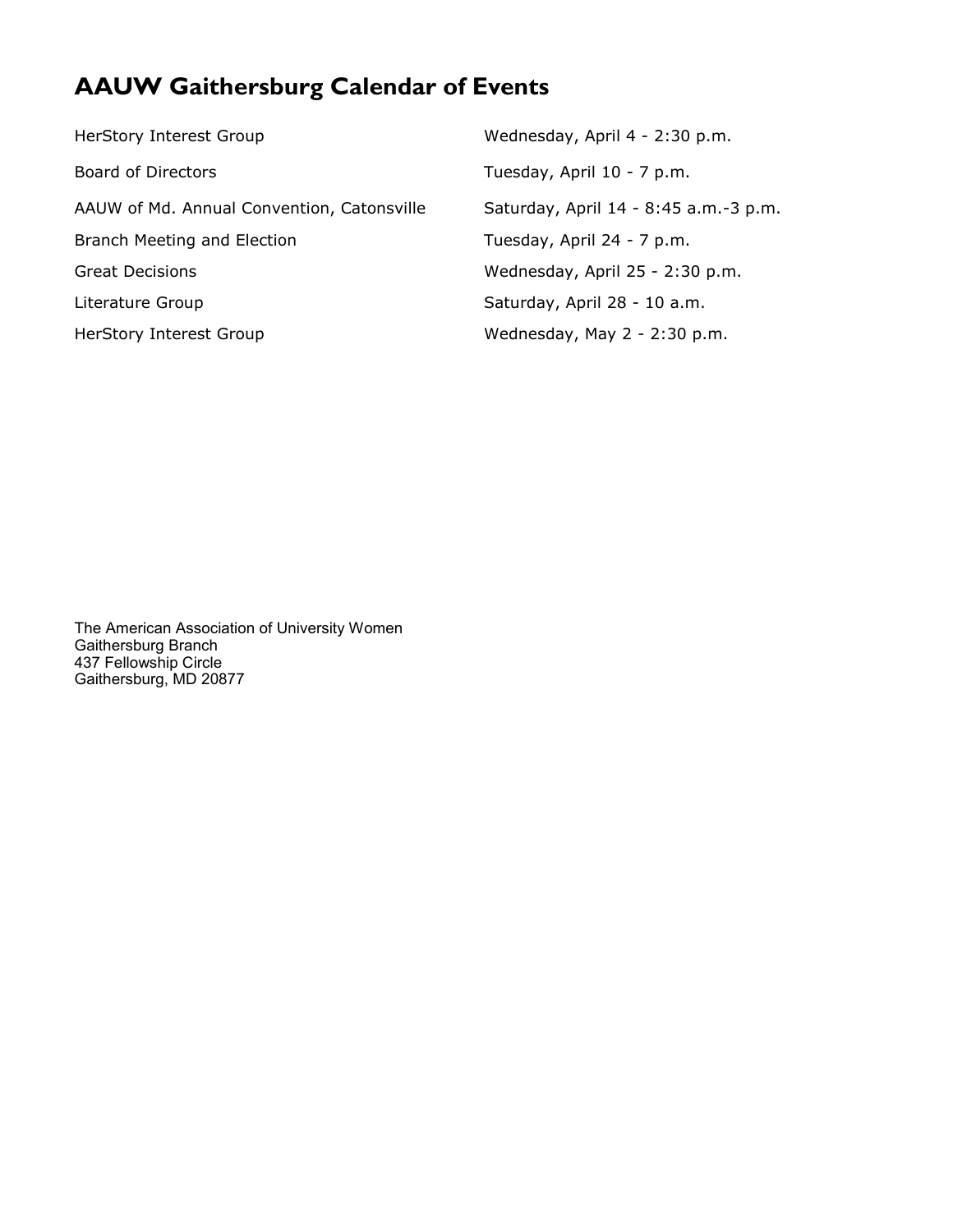## AAUW Gaithersburg Calendar of Events

| | |
|---|---|
| HerStory Interest Group | Wednesday, April 4 - 2:30 p.m. |
| Board of Directors | Tuesday, April 10 - 7 p.m. |
| AAUW of Md. Annual Convention, Catonsville | Saturday, April 14 - 8:45 a.m.-3 p.m. |
| Branch Meeting and Election | Tuesday, April 24 - 7 p.m. |
| Great Decisions | Wednesday, April 25 - 2:30 p.m. |
| Literature Group | Saturday, April 28 - 10 a.m. |
| HerStory Interest Group | Wednesday, May 2 - 2:30 p.m. |

The American Association of University Women
Gaithersburg Branch
437 Fellowship Circle
Gaithersburg, MD 20877